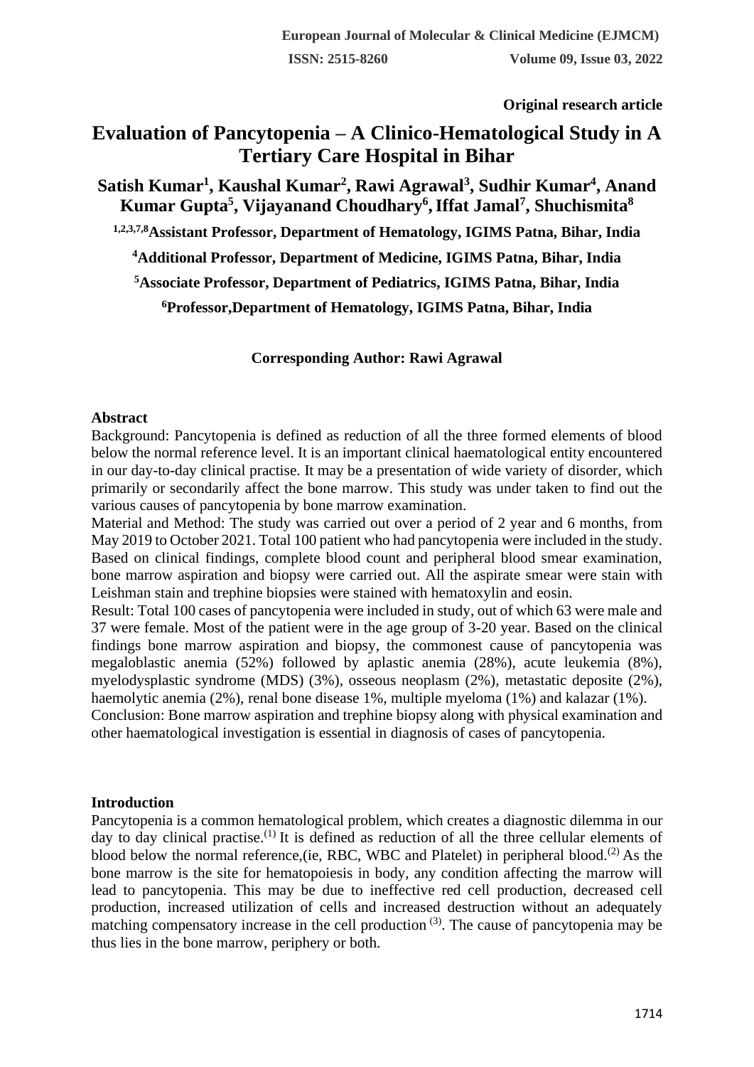**Original research article**

# Evaluation of Pancytopenia – A Clinico-Hematological Study in A Tertiary Care Hospital in Bihar

**Satish Kumar[1], Kaushal Kumar[2], Rawi Agrawal[3], Sudhir Kumar[4], Anand Kumar Gupta[5], Vijayanand Choudhary[6], Iffat Jamal[7], Shuchismita[8]**

**[1,2,3,7,8]Assistant Professor, Department of Hematology, IGIMS Patna, Bihar, India**

**[4]Additional Professor, Department of Medicine, IGIMS Patna, Bihar, India**

**[5]Associate Professor, Department of Pediatrics, IGIMS Patna, Bihar, India**

**[6]Professor,Department of Hematology, IGIMS Patna, Bihar, India**

**Corresponding Author: Rawi Agrawal**

## Abstract

Background: Pancytopenia is defined as reduction of all the three formed elements of blood below the normal reference level. It is an important clinical haematological entity encountered in our day-to-day clinical practise. It may be a presentation of wide variety of disorder, which primarily or secondarily affect the bone marrow. This study was under taken to find out the various causes of pancytopenia by bone marrow examination.

Material and Method: The study was carried out over a period of 2 year and 6 months, from May 2019 to October 2021. Total 100 patient who had pancytopenia were included in the study. Based on clinical findings, complete blood count and peripheral blood smear examination, bone marrow aspiration and biopsy were carried out. All the aspirate smear were stain with Leishman stain and trephine biopsies were stained with hematoxylin and eosin.

Result: Total 100 cases of pancytopenia were included in study, out of which 63 were male and 37 were female. Most of the patient were in the age group of 3-20 year. Based on the clinical findings bone marrow aspiration and biopsy, the commonest cause of pancytopenia was megaloblastic anemia (52%) followed by aplastic anemia (28%), acute leukemia (8%), myelodysplastic syndrome (MDS) (3%), osseous neoplasm (2%), metastatic deposite (2%), haemolytic anemia (2%), renal bone disease 1%, multiple myeloma (1%) and kalazar (1%).

Conclusion: Bone marrow aspiration and trephine biopsy along with physical examination and other haematological investigation is essential in diagnosis of cases of pancytopenia.

## Introduction

Pancytopenia is a common hematological problem, which creates a diagnostic dilemma in our day to day clinical practise.[1] It is defined as reduction of all the three cellular elements of blood below the normal reference,(ie, RBC, WBC and Platelet) in peripheral blood.[2] As the bone marrow is the site for hematopoiesis in body, any condition affecting the marrow will lead to pancytopenia. This may be due to ineffective red cell production, decreased cell production, increased utilization of cells and increased destruction without an adequately matching compensatory increase in the cell production [3]. The cause of pancytopenia may be thus lies in the bone marrow, periphery or both.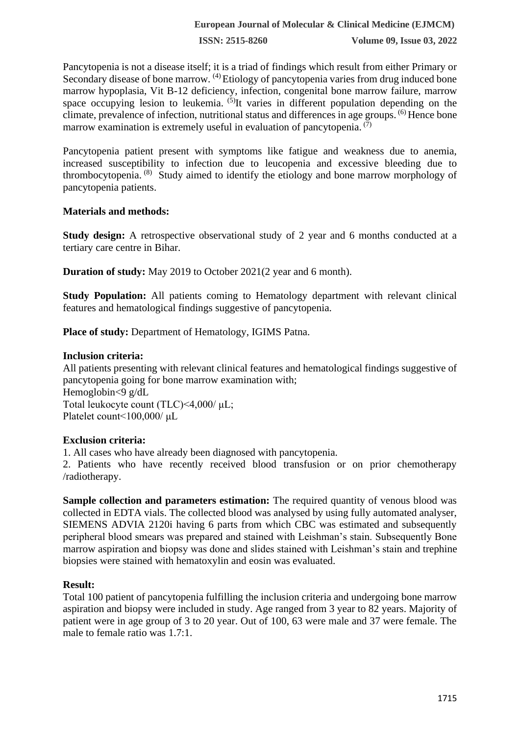Pancytopenia is not a disease itself; it is a triad of findings which result from either Primary or Secondary disease of bone marrow. [4] Etiology of pancytopenia varies from drug induced bone marrow hypoplasia, Vit B-12 deficiency, infection, congenital bone marrow failure, marrow space occupying lesion to leukemia. [5]It varies in different population depending on the climate, prevalence of infection, nutritional status and differences in age groups. [6] Hence bone marrow examination is extremely useful in evaluation of pancytopenia. [7]

Pancytopenia patient present with symptoms like fatigue and weakness due to anemia, increased susceptibility to infection due to leucopenia and excessive bleeding due to thrombocytopenia. [8] Study aimed to identify the etiology and bone marrow morphology of pancytopenia patients.

**Materials and methods:**

**Study design:** A retrospective observational study of 2 year and 6 months conducted at a tertiary care centre in Bihar.

**Duration of study:** May 2019 to October 2021(2 year and 6 month).

**Study Population:** All patients coming to Hematology department with relevant clinical features and hematological findings suggestive of pancytopenia.

**Place of study:** Department of Hematology, IGIMS Patna.

**Inclusion criteria:**

All patients presenting with relevant clinical features and hematological findings suggestive of pancytopenia going for bone marrow examination with;
Hemoglobin<9 g/dL
Total leukocyte count (TLC)<4,000/ μL;
Platelet count<100,000/ μL

**Exclusion criteria:**

1. All cases who have already been diagnosed with pancytopenia.
2. Patients who have recently received blood transfusion or on prior chemotherapy /radiotherapy.

**Sample collection and parameters estimation:** The required quantity of venous blood was collected in EDTA vials. The collected blood was analysed by using fully automated analyser, SIEMENS ADVIA 2120i having 6 parts from which CBC was estimated and subsequently peripheral blood smears was prepared and stained with Leishman's stain. Subsequently Bone marrow aspiration and biopsy was done and slides stained with Leishman's stain and trephine biopsies were stained with hematoxylin and eosin was evaluated.

**Result:**

Total 100 patient of pancytopenia fulfilling the inclusion criteria and undergoing bone marrow aspiration and biopsy were included in study. Age ranged from 3 year to 82 years. Majority of patient were in age group of 3 to 20 year. Out of 100, 63 were male and 37 were female. The male to female ratio was 1.7:1.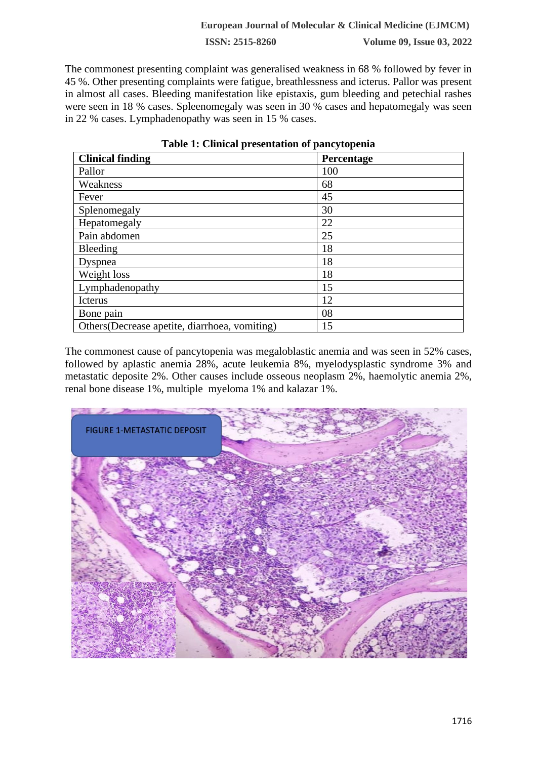The commonest presenting complaint was generalised weakness in 68 % followed by fever in 45 %. Other presenting complaints were fatigue, breathlessness and icterus. Pallor was present in almost all cases. Bleeding manifestation like epistaxis, gum bleeding and petechial rashes were seen in 18 % cases. Spleenomegaly was seen in 30 % cases and hepatomegaly was seen in 22 % cases. Lymphadenopathy was seen in 15 % cases.

**Table 1: Clinical presentation of pancytopenia**

| Clinical finding | Percentage |
|---|---|
| Pallor | 100 |
| Weakness | 68 |
| Fever | 45 |
| Splenomegaly | 30 |
| Hepatomegaly | 22 |
| Pain abdomen | 25 |
| Bleeding | 18 |
| Dyspnea | 18 |
| Weight loss | 18 |
| Lymphadenopathy | 15 |
| Icterus | 12 |
| Bone pain | 08 |
| Others(Decrease apetite, diarrhoea, vomiting) | 15 |

The commonest cause of pancytopenia was megaloblastic anemia and was seen in 52% cases, followed by aplastic anemia 28%, acute leukemia 8%, myelodysplastic syndrome 3% and metastatic deposite 2%. Other causes include osseous neoplasm 2%, haemolytic anemia 2%, renal bone disease 1%, multiple myeloma 1% and kalazar 1%.

FIGURE 1-METASTATIC DEPOSIT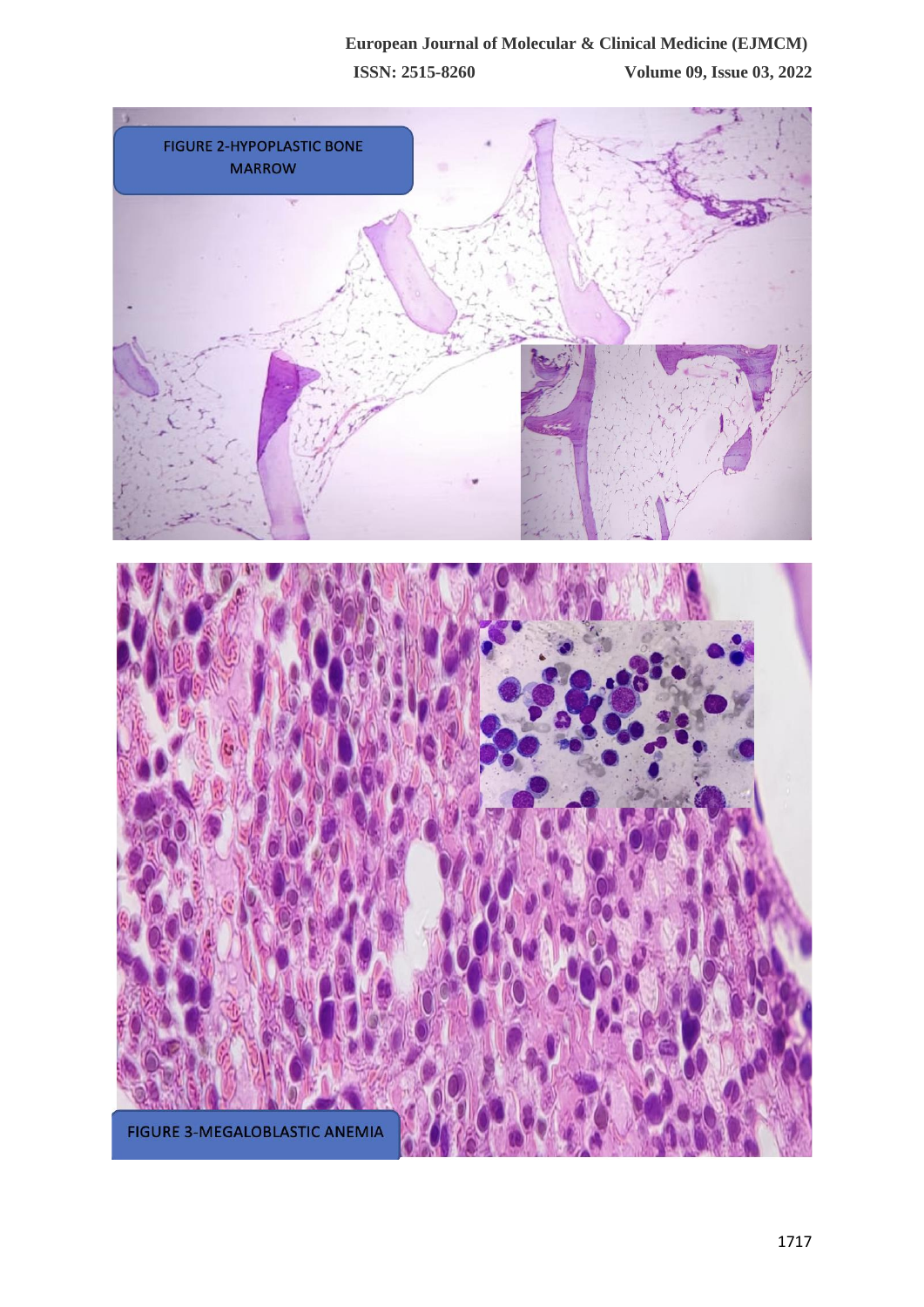FIGURE 2-HYPOPLASTIC BONE MARROW

FIGURE 3-MEGALOBLASTIC ANEMIA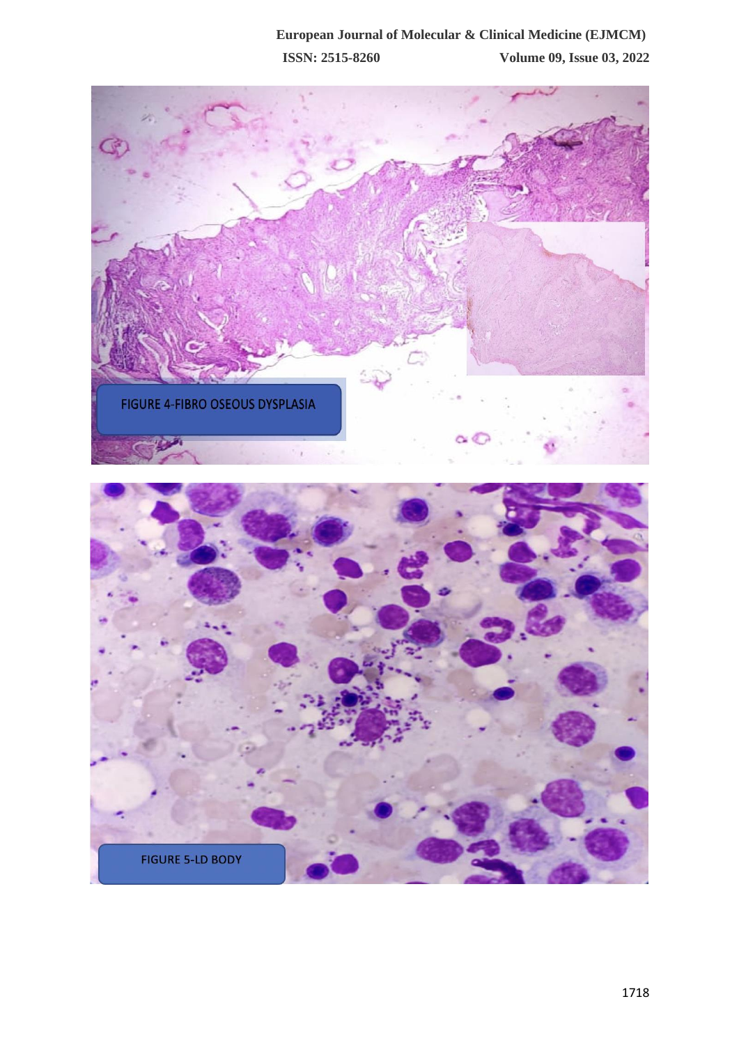FIGURE 4-FIBRO OSEOUS DYSPLASIA

FIGURE 5-LD BODY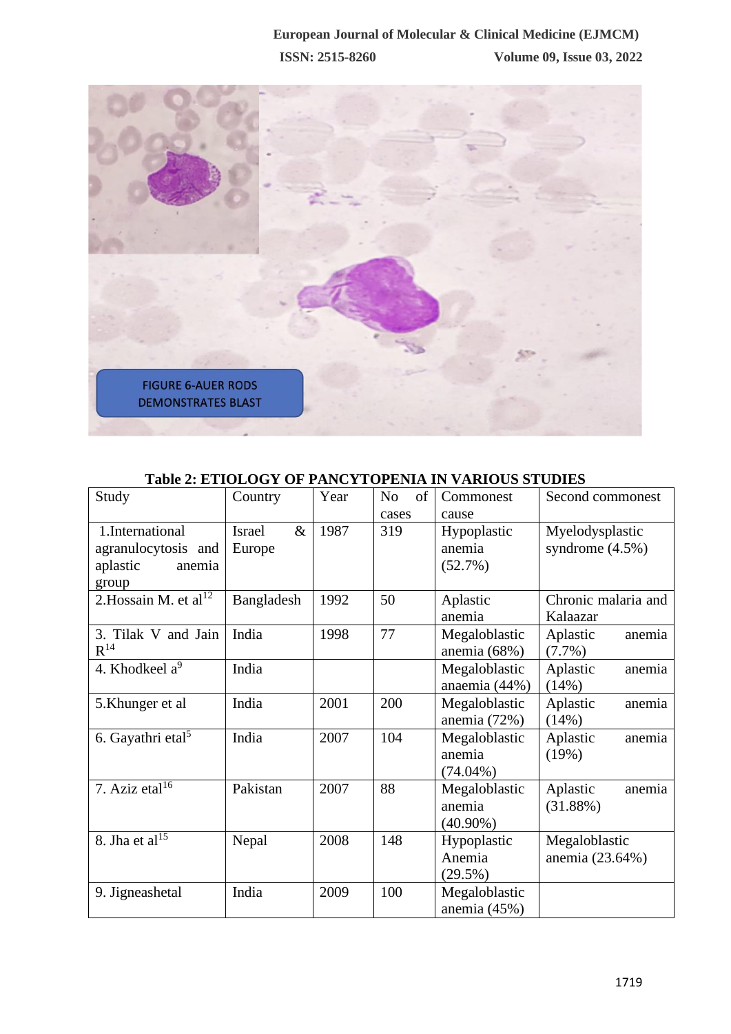FIGURE 6-AUER RODS DEMONSTRATES BLAST

**Table 2: ETIOLOGY OF PANCYTOPENIA IN VARIOUS STUDIES**

| Study | Country | Year | No of cases | Commonest cause | Second commonest |
|---|---|---|---|---|---|
| 1.International agranulocytosis and aplastic anemia group | Israel & Europe | 1987 | 319 | Hypoplastic anemia (52.7%) | Myelodysplastic syndrome (4.5%) |
| 2.Hossain M. et al[12] | Bangladesh | 1992 | 50 | Aplastic anemia | Chronic malaria and Kalaazar |
| 3. Tilak V and Jain R[14] | India | 1998 | 77 | Megaloblastic anemia (68%) | Aplastic anemia (7.7%) |
| 4. Khodkeel a[9] | India | | | Megaloblastic anaemia (44%) | Aplastic anemia (14%) |
| 5.Khunger et al | India | 2001 | 200 | Megaloblastic anemia (72%) | Aplastic anemia (14%) |
| 6. Gayathri etal[5] | India | 2007 | 104 | Megaloblastic anemia (74.04%) | Aplastic anemia (19%) |
| 7. Aziz etal[16] | Pakistan | 2007 | 88 | Megaloblastic anemia (40.90%) | Aplastic anemia (31.88%) |
| 8. Jha et al[15] | Nepal | 2008 | 148 | Hypoplastic Anemia (29.5%) | Megaloblastic anemia (23.64%) |
| 9. Jigneashetal | India | 2009 | 100 | Megaloblastic anemia (45%) | |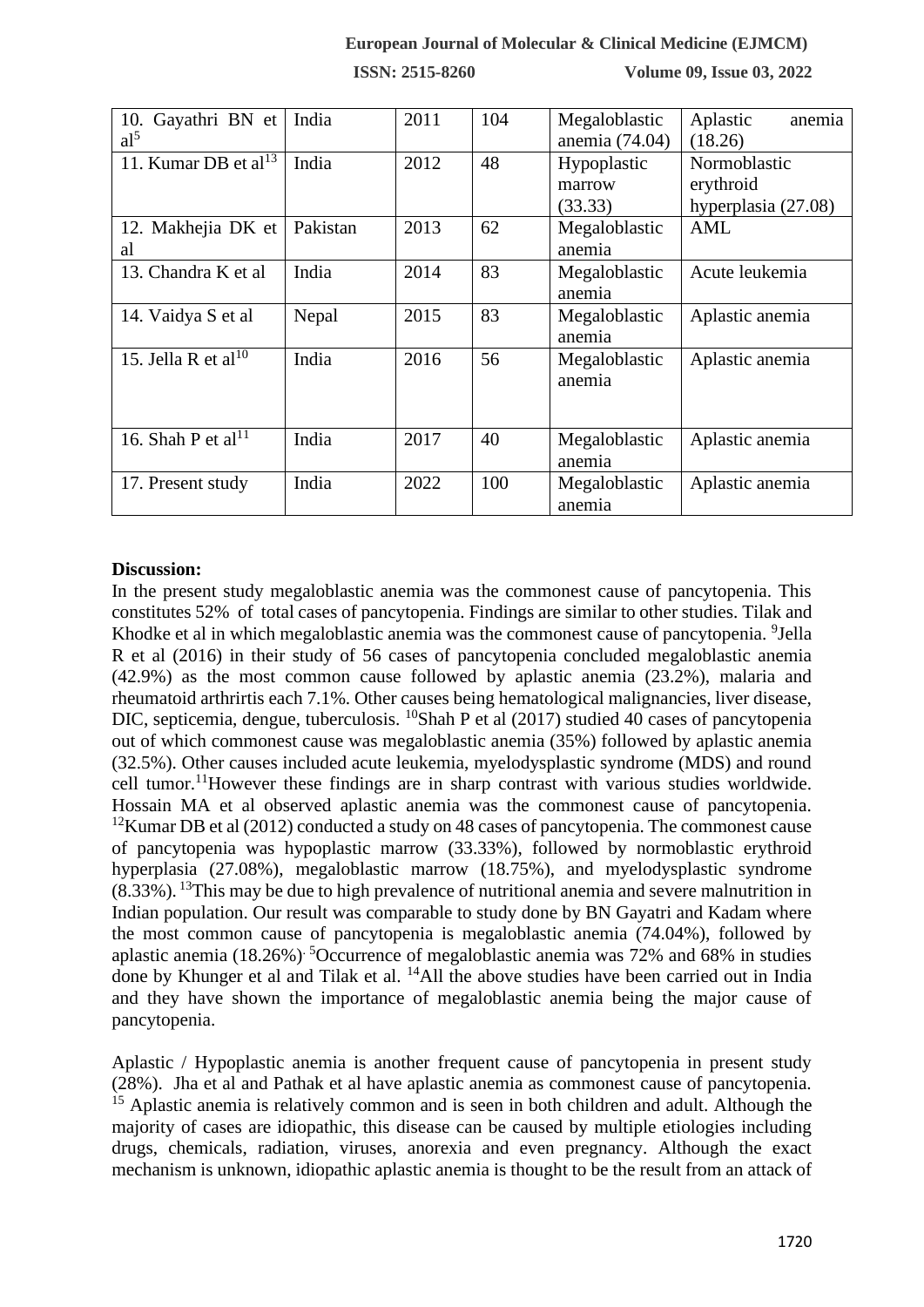| 10. Gayathri BN et al[5] | India | 2011 | 104 | Megaloblastic anemia (74.04) | Aplastic anemia (18.26) |
|---|---|---|---|---|---|
| 11. Kumar DB et al[13] | India | 2012 | 48 | Hypoplastic marrow (33.33) | Normoblastic erythroid hyperplasia (27.08) |
| 12. Makhejia DK et al | Pakistan | 2013 | 62 | Megaloblastic anemia | AML |
| 13. Chandra K et al | India | 2014 | 83 | Megaloblastic anemia | Acute leukemia |
| 14. Vaidya S et al | Nepal | 2015 | 83 | Megaloblastic anemia | Aplastic anemia |
| 15. Jella R et al[10] | India | 2016 | 56 | Megaloblastic anemia | Aplastic anemia |
| 16. Shah P et al[11] | India | 2017 | 40 | Megaloblastic anemia | Aplastic anemia |
| 17. Present study | India | 2022 | 100 | Megaloblastic anemia | Aplastic anemia |

**Discussion:**

In the present study megaloblastic anemia was the commonest cause of pancytopenia. This constitutes 52% of total cases of pancytopenia. Findings are similar to other studies. Tilak and Khodke et al in which megaloblastic anemia was the commonest cause of pancytopenia. [9]Jella R et al (2016) in their study of 56 cases of pancytopenia concluded megaloblastic anemia (42.9%) as the most common cause followed by aplastic anemia (23.2%), malaria and rheumatoid arthrirtis each 7.1%. Other causes being hematological malignancies, liver disease, DIC, septicemia, dengue, tuberculosis. [10]Shah P et al (2017) studied 40 cases of pancytopenia out of which commonest cause was megaloblastic anemia (35%) followed by aplastic anemia (32.5%). Other causes included acute leukemia, myelodysplastic syndrome (MDS) and round cell tumor.[11]However these findings are in sharp contrast with various studies worldwide. Hossain MA et al observed aplastic anemia was the commonest cause of pancytopenia. [12]Kumar DB et al (2012) conducted a study on 48 cases of pancytopenia. The commonest cause of pancytopenia was hypoplastic marrow (33.33%), followed by normoblastic erythroid hyperplasia (27.08%), megaloblastic marrow (18.75%), and myelodysplastic syndrome (8.33%). [13]This may be due to high prevalence of nutritional anemia and severe malnutrition in Indian population. Our result was comparable to study done by BN Gayatri and Kadam where the most common cause of pancytopenia is megaloblastic anemia (74.04%), followed by aplastic anemia (18.26%). [5]Occurrence of megaloblastic anemia was 72% and 68% in studies done by Khunger et al and Tilak et al. [14]All the above studies have been carried out in India and they have shown the importance of megaloblastic anemia being the major cause of pancytopenia.

Aplastic / Hypoplastic anemia is another frequent cause of pancytopenia in present study (28%). Jha et al and Pathak et al have aplastic anemia as commonest cause of pancytopenia. [15] Aplastic anemia is relatively common and is seen in both children and adult. Although the majority of cases are idiopathic, this disease can be caused by multiple etiologies including drugs, chemicals, radiation, viruses, anorexia and even pregnancy. Although the exact mechanism is unknown, idiopathic aplastic anemia is thought to be the result from an attack of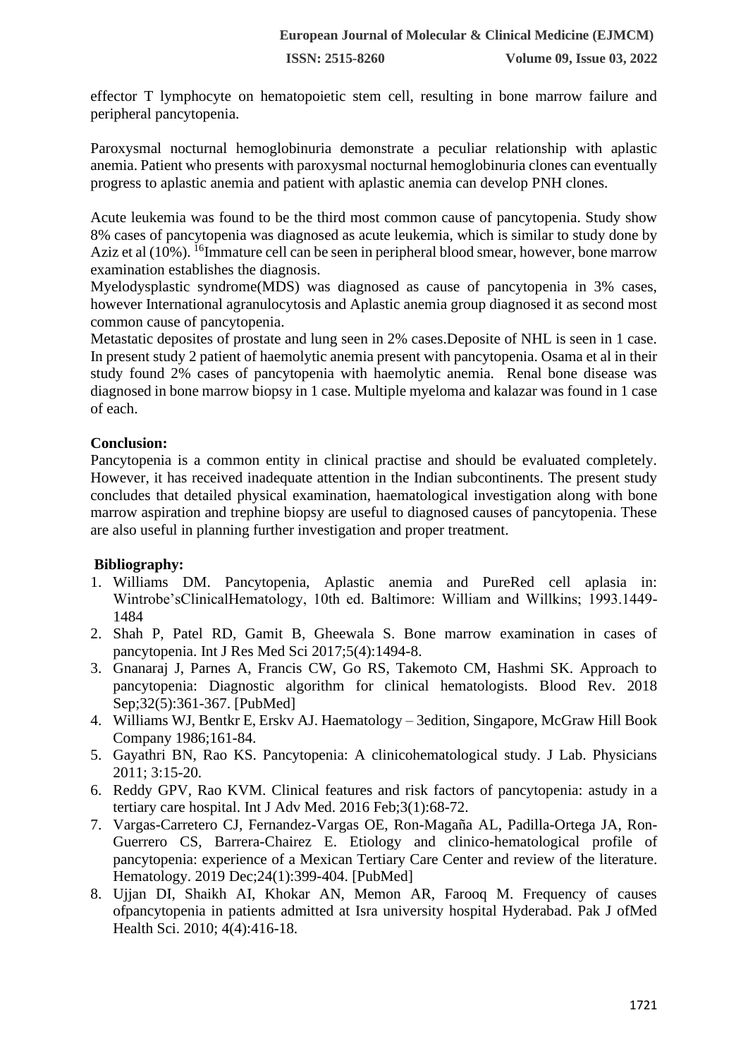effector T lymphocyte on hematopoietic stem cell, resulting in bone marrow failure and peripheral pancytopenia.

Paroxysmal nocturnal hemoglobinuria demonstrate a peculiar relationship with aplastic anemia. Patient who presents with paroxysmal nocturnal hemoglobinuria clones can eventually progress to aplastic anemia and patient with aplastic anemia can develop PNH clones.

Acute leukemia was found to be the third most common cause of pancytopenia. Study show 8% cases of pancytopenia was diagnosed as acute leukemia, which is similar to study done by Aziz et al (10%). [16]Immature cell can be seen in peripheral blood smear, however, bone marrow examination establishes the diagnosis.

Myelodysplastic syndrome(MDS) was diagnosed as cause of pancytopenia in 3% cases, however International agranulocytosis and Aplastic anemia group diagnosed it as second most common cause of pancytopenia.

Metastatic deposites of prostate and lung seen in 2% cases.Deposite of NHL is seen in 1 case. In present study 2 patient of haemolytic anemia present with pancytopenia. Osama et al in their study found 2% cases of pancytopenia with haemolytic anemia. Renal bone disease was diagnosed in bone marrow biopsy in 1 case. Multiple myeloma and kalazar was found in 1 case of each.

**Conclusion:**

Pancytopenia is a common entity in clinical practise and should be evaluated completely. However, it has received inadequate attention in the Indian subcontinents. The present study concludes that detailed physical examination, haematological investigation along with bone marrow aspiration and trephine biopsy are useful to diagnosed causes of pancytopenia. These are also useful in planning further investigation and proper treatment.

**Bibliography:**

1. Williams DM. Pancytopenia, Aplastic anemia and PureRed cell aplasia in: Wintrobe'sClinicalHematology, 10th ed. Baltimore: William and Willkins; 1993.1449-1484
2. Shah P, Patel RD, Gamit B, Gheewala S. Bone marrow examination in cases of pancytopenia. Int J Res Med Sci 2017;5(4):1494-8.
3. Gnanaraj J, Parnes A, Francis CW, Go RS, Takemoto CM, Hashmi SK. Approach to pancytopenia: Diagnostic algorithm for clinical hematologists. Blood Rev. 2018 Sep;32(5):361-367. [PubMed]
4. Williams WJ, Bentkr E, Erskv AJ. Haematology – 3edition, Singapore, McGraw Hill Book Company 1986;161-84.
5. Gayathri BN, Rao KS. Pancytopenia: A clinicohematological study. J Lab. Physicians 2011; 3:15-20.
6. Reddy GPV, Rao KVM. Clinical features and risk factors of pancytopenia: astudy in a tertiary care hospital. Int J Adv Med. 2016 Feb;3(1):68-72.
7. Vargas-Carretero CJ, Fernandez-Vargas OE, Ron-Magaña AL, Padilla-Ortega JA, Ron-Guerrero CS, Barrera-Chairez E. Etiology and clinico-hematological profile of pancytopenia: experience of a Mexican Tertiary Care Center and review of the literature. Hematology. 2019 Dec;24(1):399-404. [PubMed]
8. Ujjan DI, Shaikh AI, Khokar AN, Memon AR, Farooq M. Frequency of causes ofpancytopenia in patients admitted at Isra university hospital Hyderabad. Pak J ofMed Health Sci. 2010; 4(4):416-18.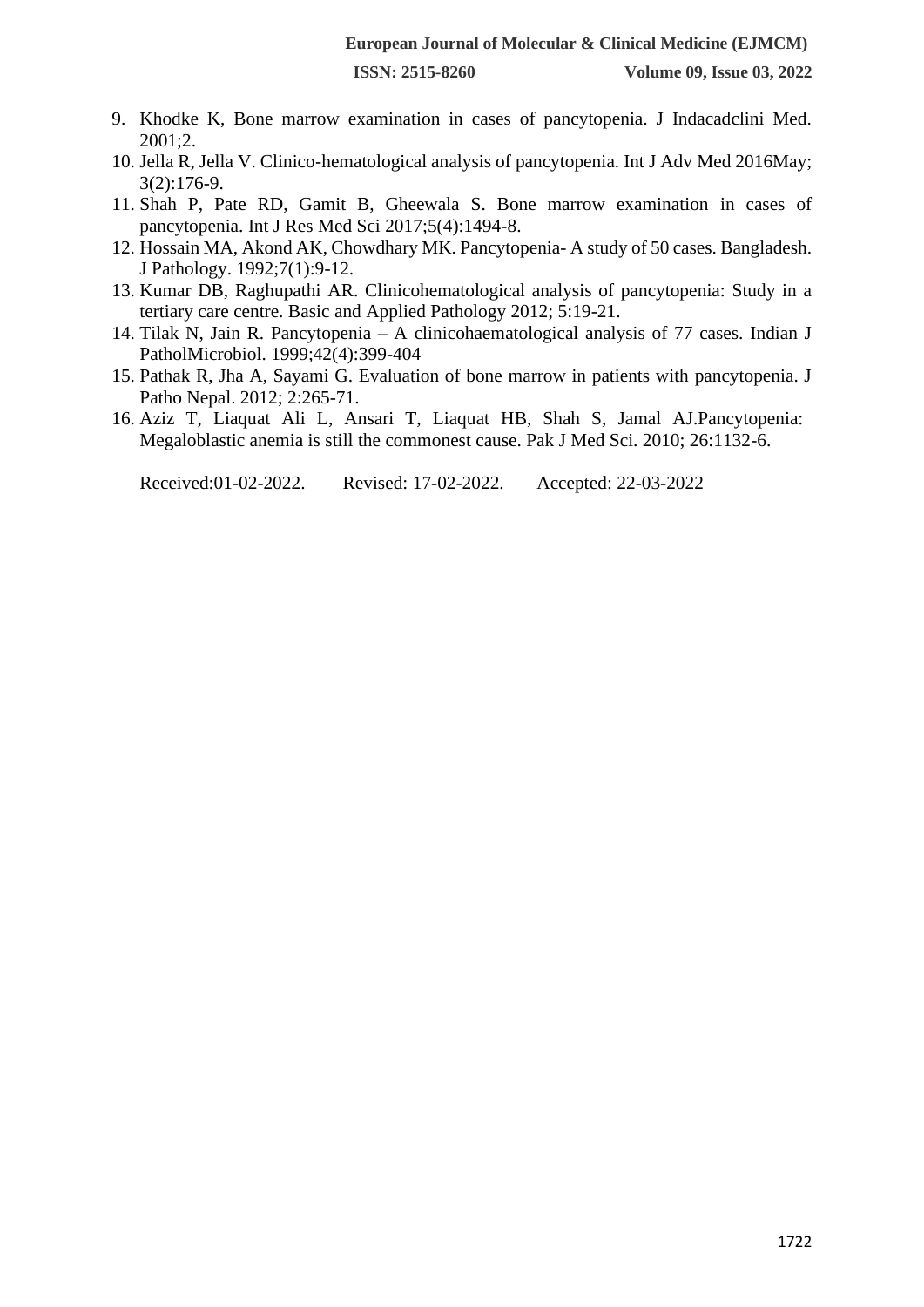9. Khodke K, Bone marrow examination in cases of pancytopenia. J Indacadclini Med. 2001;2.
10. Jella R, Jella V. Clinico-hematological analysis of pancytopenia. Int J Adv Med 2016May; 3(2):176-9.
11. Shah P, Pate RD, Gamit B, Gheewala S. Bone marrow examination in cases of pancytopenia. Int J Res Med Sci 2017;5(4):1494-8.
12. Hossain MA, Akond AK, Chowdhary MK. Pancytopenia- A study of 50 cases. Bangladesh. J Pathology. 1992;7(1):9-12.
13. Kumar DB, Raghupathi AR. Clinicohematological analysis of pancytopenia: Study in a tertiary care centre. Basic and Applied Pathology 2012; 5:19-21.
14. Tilak N, Jain R. Pancytopenia – A clinicohaematological analysis of 77 cases. Indian J PatholMicrobiol. 1999;42(4):399-404
15. Pathak R, Jha A, Sayami G. Evaluation of bone marrow in patients with pancytopenia. J Patho Nepal. 2012; 2:265-71.
16. Aziz T, Liaquat Ali L, Ansari T, Liaquat HB, Shah S, Jamal AJ.Pancytopenia: Megaloblastic anemia is still the commonest cause. Pak J Med Sci. 2010; 26:1132-6.

Received:01-02-2022. Revised: 17-02-2022. Accepted: 22-03-2022